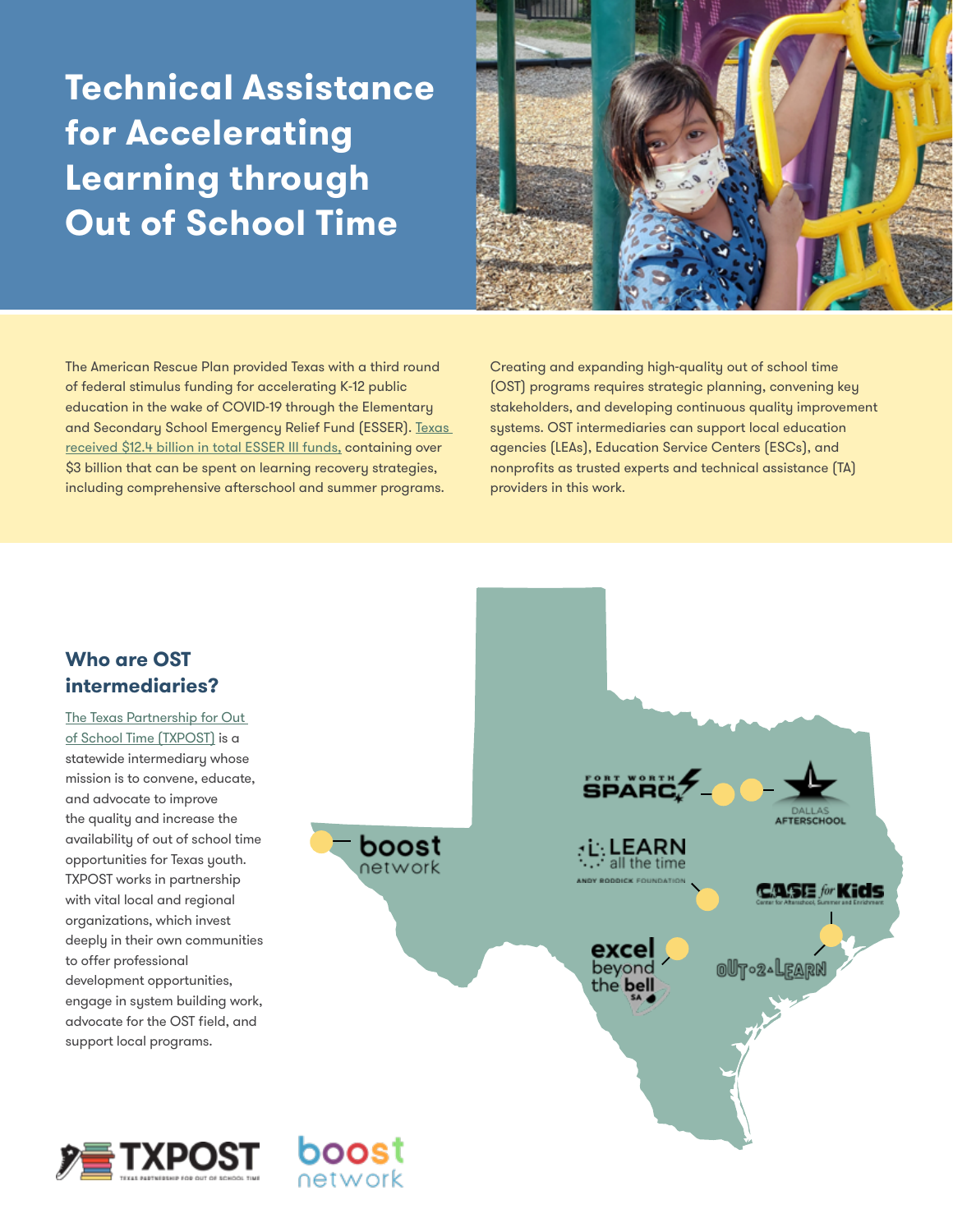# Technical Assistance for Accelerating Learning through Out of School Time

The American Rescue Plan provided Texas with a third round of federal stimulus funding for accelerating K-12 public education in the wake of COVID-19 through the Elementary and Secondary School Emergency Relief Fund (ESSER). Texas received $12.4 billion in total ESSER III funds, containing over $3 billion that can be spent on learning recovery strategies, including comprehensive afterschool and summer programs.

Creating and expanding high-quality out of school time (OST) programs requires strategic planning, convening key stakeholders, and developing continuous quality improvement systems. OST intermediaries can support local education agencies (LEAs), Education Service Centers (ESCs), and nonprofits as trusted experts and technical assistance (TA) providers in this work.

## Who are OST intermediaries?

The Texas Partnership for Out of School Time (TXPOST) is a statewide intermediary whose mission is to convene, educate, and advocate to improve the quality and increase the availability of out of school time opportunities for Texas youth. TXPOST works in partnership with vital local and regional organizations, which invest deeply in their own communities to offer professional development opportunities, engage in system building work, advocate for the OST field, and support local programs.

Fort Worth SPARC

Dallas Afterschool

boost network

LEARN all the time – Andy Roddick Foundation

CASE for Kids – Center for Afterschool, Summer and Enrichment

excel beyond the bell SA

Out-2-Learn

TXPOST – Texas Partnership for Out of School Time

boost network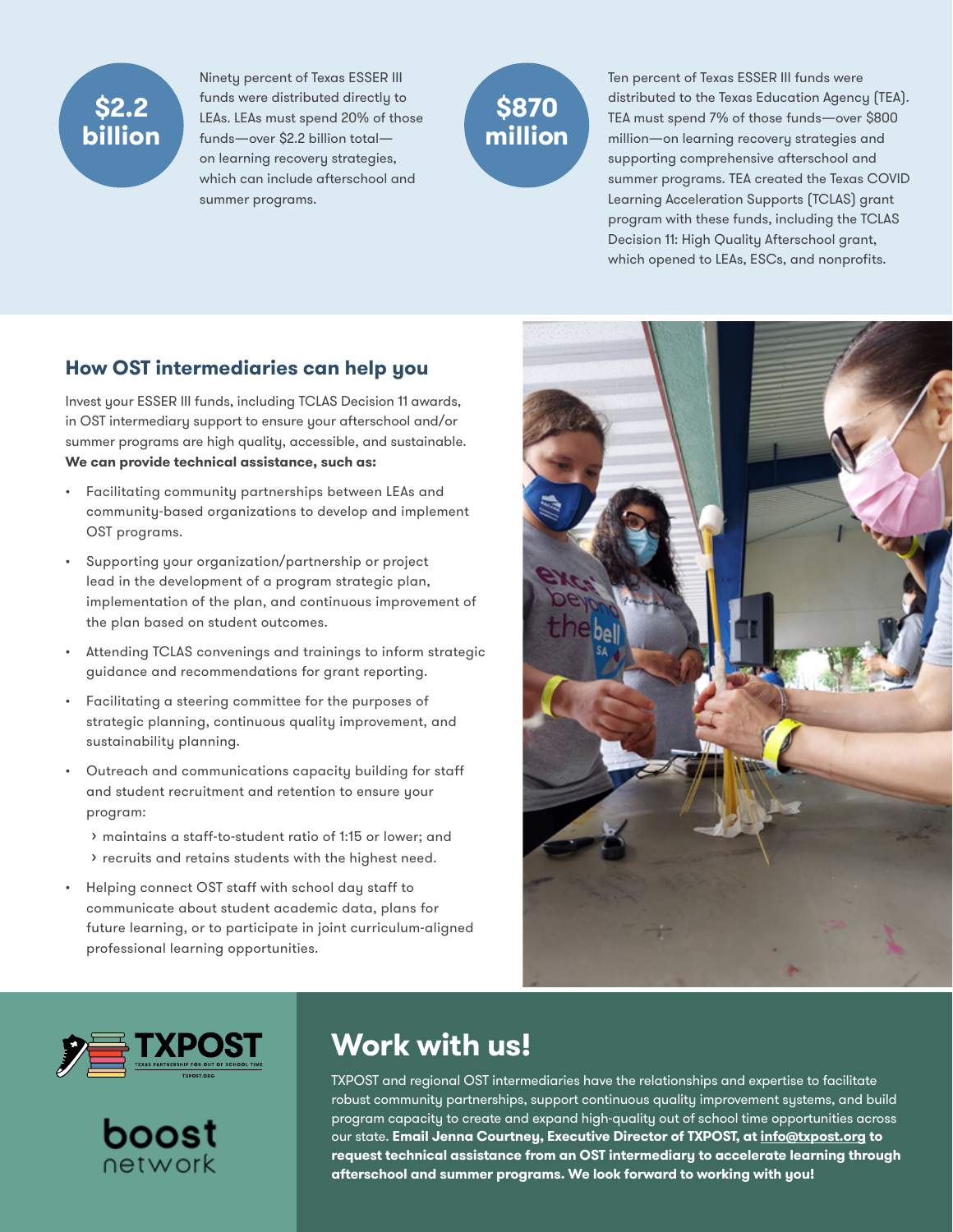**$2.2 billion**

Ninety percent of Texas ESSER III funds were distributed directly to LEAs. LEAs must spend 20% of those funds—over $2.2 billion total—on learning recovery strategies, which can include afterschool and summer programs.

**$870 million**

Ten percent of Texas ESSER III funds were distributed to the Texas Education Agency (TEA). TEA must spend 7% of those funds—over $800 million—on learning recovery strategies and supporting comprehensive afterschool and summer programs. TEA created the Texas COVID Learning Acceleration Supports (TCLAS) grant program with these funds, including the TCLAS Decision 11: High Quality Afterschool grant, which opened to LEAs, ESCs, and nonprofits.

## How OST intermediaries can help you

Invest your ESSER III funds, including TCLAS Decision 11 awards, in OST intermediary support to ensure your afterschool and/or summer programs are high quality, accessible, and sustainable. **We can provide technical assistance, such as:**

- Facilitating community partnerships between LEAs and community-based organizations to develop and implement OST programs.
- Supporting your organization/partnership or project lead in the development of a program strategic plan, implementation of the plan, and continuous improvement of the plan based on student outcomes.
- Attending TCLAS convenings and trainings to inform strategic guidance and recommendations for grant reporting.
- Facilitating a steering committee for the purposes of strategic planning, continuous quality improvement, and sustainability planning.
- Outreach and communications capacity building for staff and student recruitment and retention to ensure your program:
  - maintains a staff-to-student ratio of 1:15 or lower; and
  - recruits and retains students with the highest need.
- Helping connect OST staff with school day staff to communicate about student academic data, plans for future learning, or to participate in joint curriculum-aligned professional learning opportunities.

TXPOST
TEXAS PARTNERSHIP FOR OUT OF SCHOOL TIME
TXPOST.ORG

boost network

## Work with us!

TXPOST and regional OST intermediaries have the relationships and expertise to facilitate robust community partnerships, support continuous quality improvement systems, and build program capacity to create and expand high-quality out of school time opportunities across our state. **Email Jenna Courtney, Executive Director of TXPOST, at info@txpost.org to request technical assistance from an OST intermediary to accelerate learning through afterschool and summer programs. We look forward to working with you!**